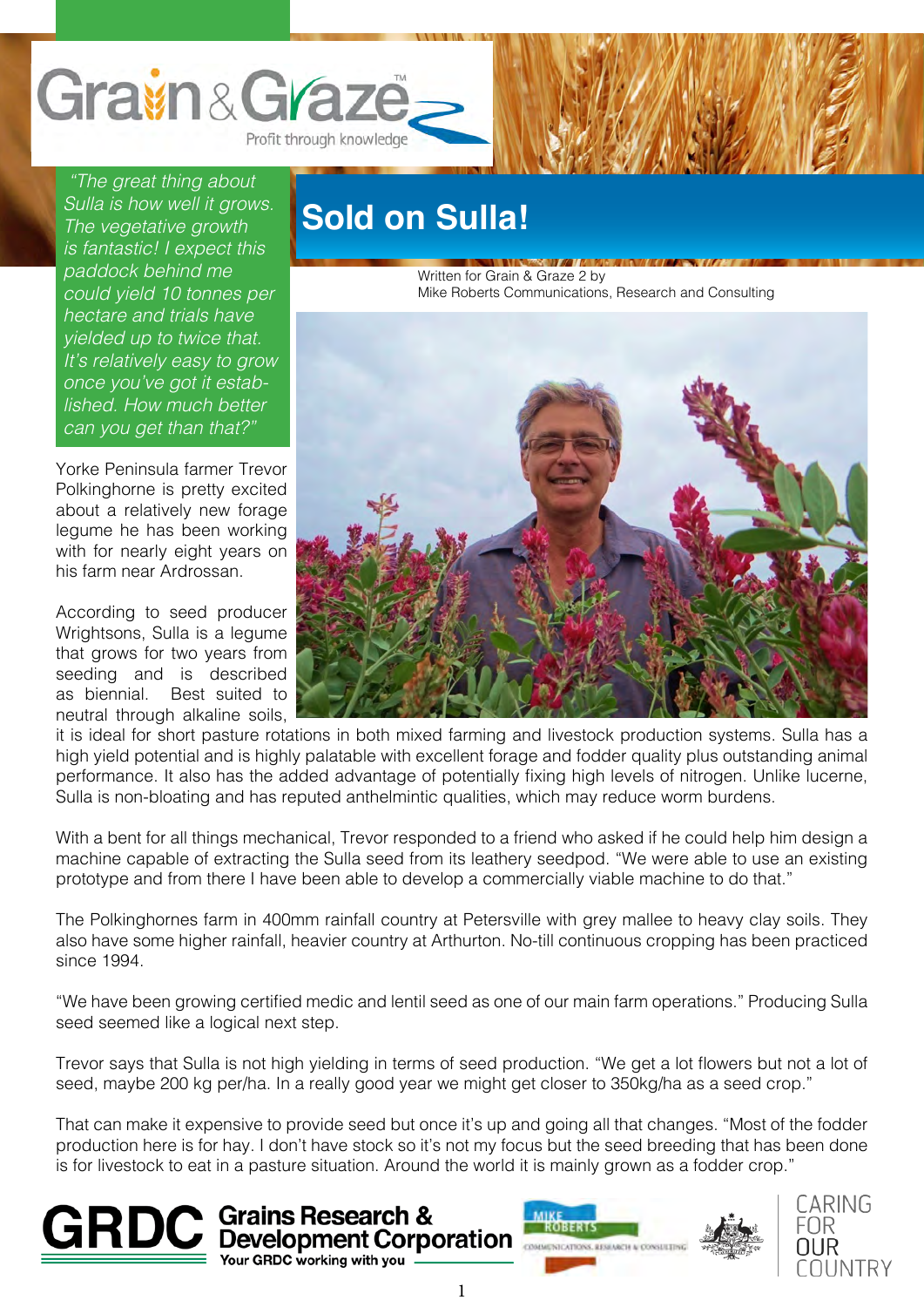# Sold on Sulla!

Written for Grain & Graze 2 by
Mike Roberts Communications, Research and Consulting

*"The great thing about Sulla is how well it grows. The vegetative growth is fantastic! I expect this paddock behind me could yield 10 tonnes per hectare and trials have yielded up to twice that. It's relatively easy to grow once you've got it established. How much better can you get than that?"*

Yorke Peninsula farmer Trevor Polkinghorne is pretty excited about a relatively new forage legume he has been working with for nearly eight years on his farm near Ardrossan.

According to seed producer Wrightsons, Sulla is a legume that grows for two years from seeding and is described as biennial. Best suited to neutral through alkaline soils, it is ideal for short pasture rotations in both mixed farming and livestock production systems. Sulla has a high yield potential and is highly palatable with excellent forage and fodder quality plus outstanding animal performance. It also has the added advantage of potentially fixing high levels of nitrogen. Unlike lucerne, Sulla is non-bloating and has reputed anthelmintic qualities, which may reduce worm burdens.

With a bent for all things mechanical, Trevor responded to a friend who asked if he could help him design a machine capable of extracting the Sulla seed from its leathery seedpod. "We were able to use an existing prototype and from there I have been able to develop a commercially viable machine to do that."

The Polkinghornes farm in 400mm rainfall country at Petersville with grey mallee to heavy clay soils. They also have some higher rainfall, heavier country at Arthurton. No-till continuous cropping has been practiced since 1994.

"We have been growing certified medic and lentil seed as one of our main farm operations." Producing Sulla seed seemed like a logical next step.

Trevor says that Sulla is not high yielding in terms of seed production. "We get a lot flowers but not a lot of seed, maybe 200 kg per/ha. In a really good year we might get closer to 350kg/ha as a seed crop."

That can make it expensive to provide seed but once it's up and going all that changes. "Most of the fodder production here is for hay. I don't have stock so it's not my focus but the seed breeding that has been done is for livestock to eat in a pasture situation. Around the world it is mainly grown as a fodder crop."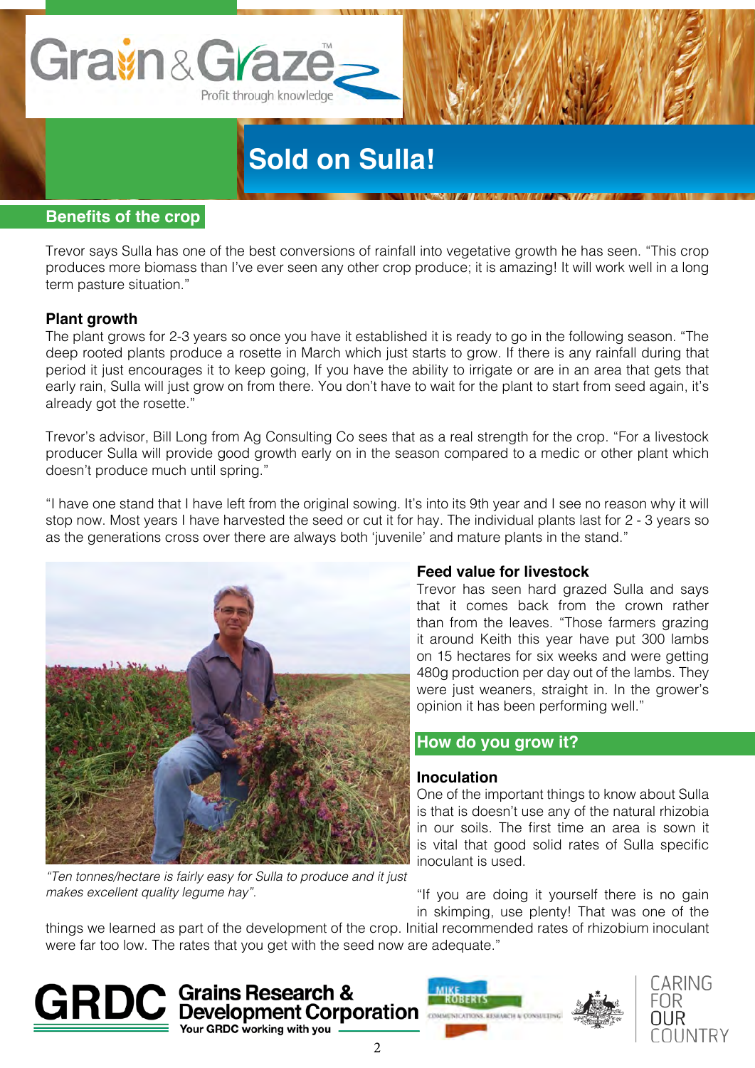# Sold on Sulla!

## Benefits of the crop

Trevor says Sulla has one of the best conversions of rainfall into vegetative growth he has seen. "This crop produces more biomass than I've ever seen any other crop produce; it is amazing! It will work well in a long term pasture situation."

### Plant growth

The plant grows for 2-3 years so once you have it established it is ready to go in the following season. "The deep rooted plants produce a rosette in March which just starts to grow. If there is any rainfall during that period it just encourages it to keep going, If you have the ability to irrigate or are in an area that gets that early rain, Sulla will just grow on from there. You don't have to wait for the plant to start from seed again, it's already got the rosette."

Trevor's advisor, Bill Long from Ag Consulting Co sees that as a real strength for the crop. "For a livestock producer Sulla will provide good growth early on in the season compared to a medic or other plant which doesn't produce much until spring."

"I have one stand that I have left from the original sowing. It's into its 9th year and I see no reason why it will stop now. Most years I have harvested the seed or cut it for hay. The individual plants last for 2 - 3 years so as the generations cross over there are always both 'juvenile' and mature plants in the stand."

*"Ten tonnes/hectare is fairly easy for Sulla to produce and it just makes excellent quality legume hay".*

### Feed value for livestock

Trevor has seen hard grazed Sulla and says that it comes back from the crown rather than from the leaves. "Those farmers grazing it around Keith this year have put 300 lambs on 15 hectares for six weeks and were getting 480g production per day out of the lambs. They were just weaners, straight in. In the grower's opinion it has been performing well."

## How do you grow it?

### Inoculation

One of the important things to know about Sulla is that is doesn't use any of the natural rhizobia in our soils. The first time an area is sown it is vital that good solid rates of Sulla specific inoculant is used.

"If you are doing it yourself there is no gain in skimping, use plenty! That was one of the things we learned as part of the development of the crop. Initial recommended rates of rhizobium inoculant were far too low. The rates that you get with the seed now are adequate."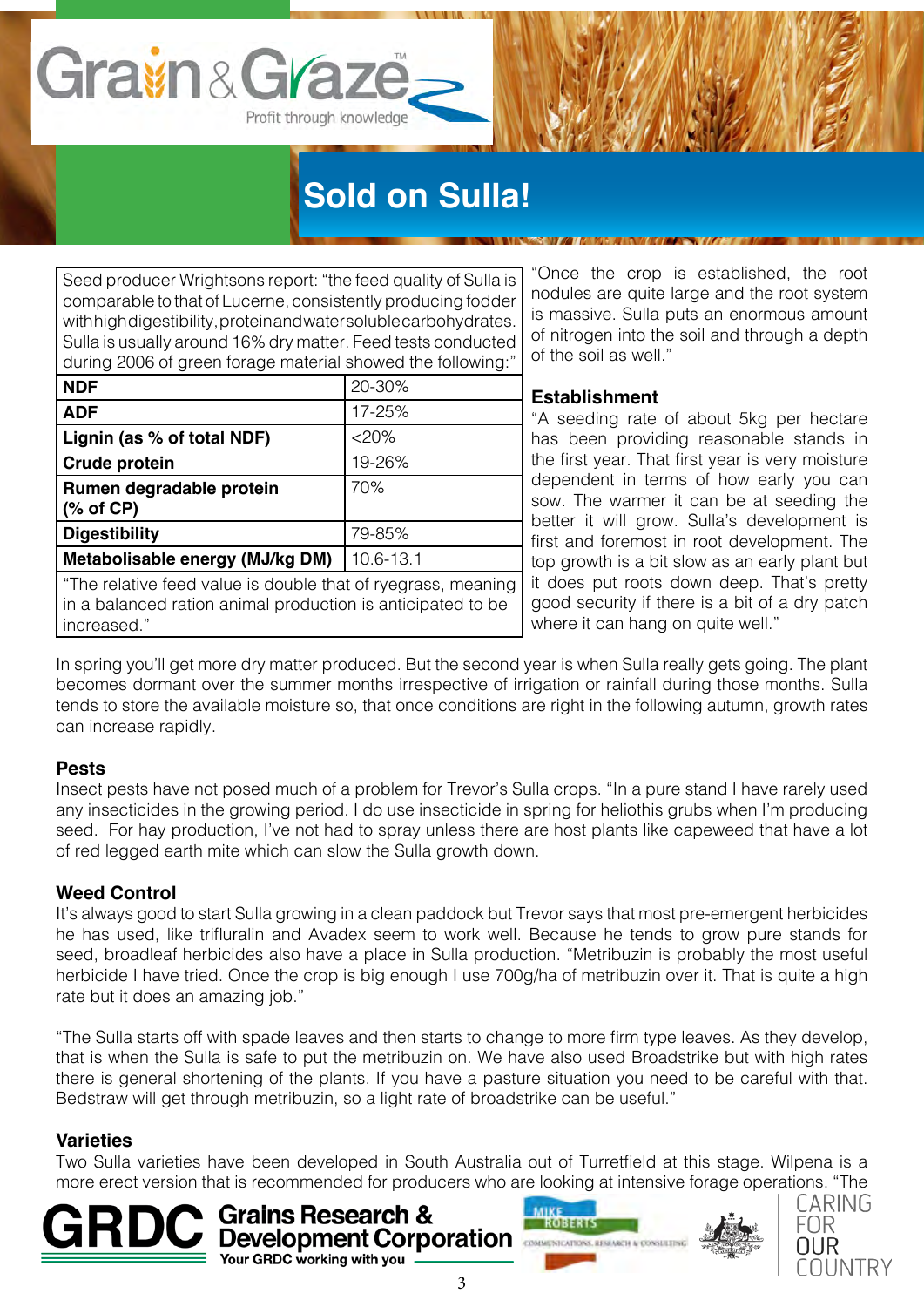# Sold on Sulla!

Seed producer Wrightsons report: "the feed quality of Sulla is comparable to that of Lucerne, consistently producing fodder with high digestibility, protein and water soluble carbohydrates. Sulla is usually around 16% dry matter. Feed tests conducted during 2006 of green forage material showed the following:"

| | |
|---|---|
| **NDF** | 20-30% |
| **ADF** | 17-25% |
| **Lignin (as % of total NDF)** | <20% |
| **Crude protein** | 19-26% |
| **Rumen degradable protein (% of CP)** | 70% |
| **Digestibility** | 79-85% |
| **Metabolisable energy (MJ/kg DM)** | 10.6-13.1 |

"The relative feed value is double that of ryegrass, meaning in a balanced ration animal production is anticipated to be increased."

"Once the crop is established, the root nodules are quite large and the root system is massive. Sulla puts an enormous amount of nitrogen into the soil and through a depth of the soil as well."

## Establishment

"A seeding rate of about 5kg per hectare has been providing reasonable stands in the first year. That first year is very moisture dependent in terms of how early you can sow. The warmer it can be at seeding the better it will grow. Sulla's development is first and foremost in root development. The top growth is a bit slow as an early plant but it does put roots down deep. That's pretty good security if there is a bit of a dry patch where it can hang on quite well."

In spring you'll get more dry matter produced. But the second year is when Sulla really gets going. The plant becomes dormant over the summer months irrespective of irrigation or rainfall during those months. Sulla tends to store the available moisture so, that once conditions are right in the following autumn, growth rates can increase rapidly.

## Pests

Insect pests have not posed much of a problem for Trevor's Sulla crops. "In a pure stand I have rarely used any insecticides in the growing period. I do use insecticide in spring for heliothis grubs when I'm producing seed. For hay production, I've not had to spray unless there are host plants like capeweed that have a lot of red legged earth mite which can slow the Sulla growth down.

## Weed Control

It's always good to start Sulla growing in a clean paddock but Trevor says that most pre-emergent herbicides he has used, like trifluralin and Avadex seem to work well. Because he tends to grow pure stands for seed, broadleaf herbicides also have a place in Sulla production. "Metribuzin is probably the most useful herbicide I have tried. Once the crop is big enough I use 700g/ha of metribuzin over it. That is quite a high rate but it does an amazing job."

"The Sulla starts off with spade leaves and then starts to change to more firm type leaves. As they develop, that is when the Sulla is safe to put the metribuzin on. We have also used Broadstrike but with high rates there is general shortening of the plants. If you have a pasture situation you need to be careful with that. Bedstraw will get through metribuzin, so a light rate of broadstrike can be useful."

## Varieties

Two Sulla varieties have been developed in South Australia out of Turretfield at this stage. Wilpena is a more erect version that is recommended for producers who are looking at intensive forage operations. "The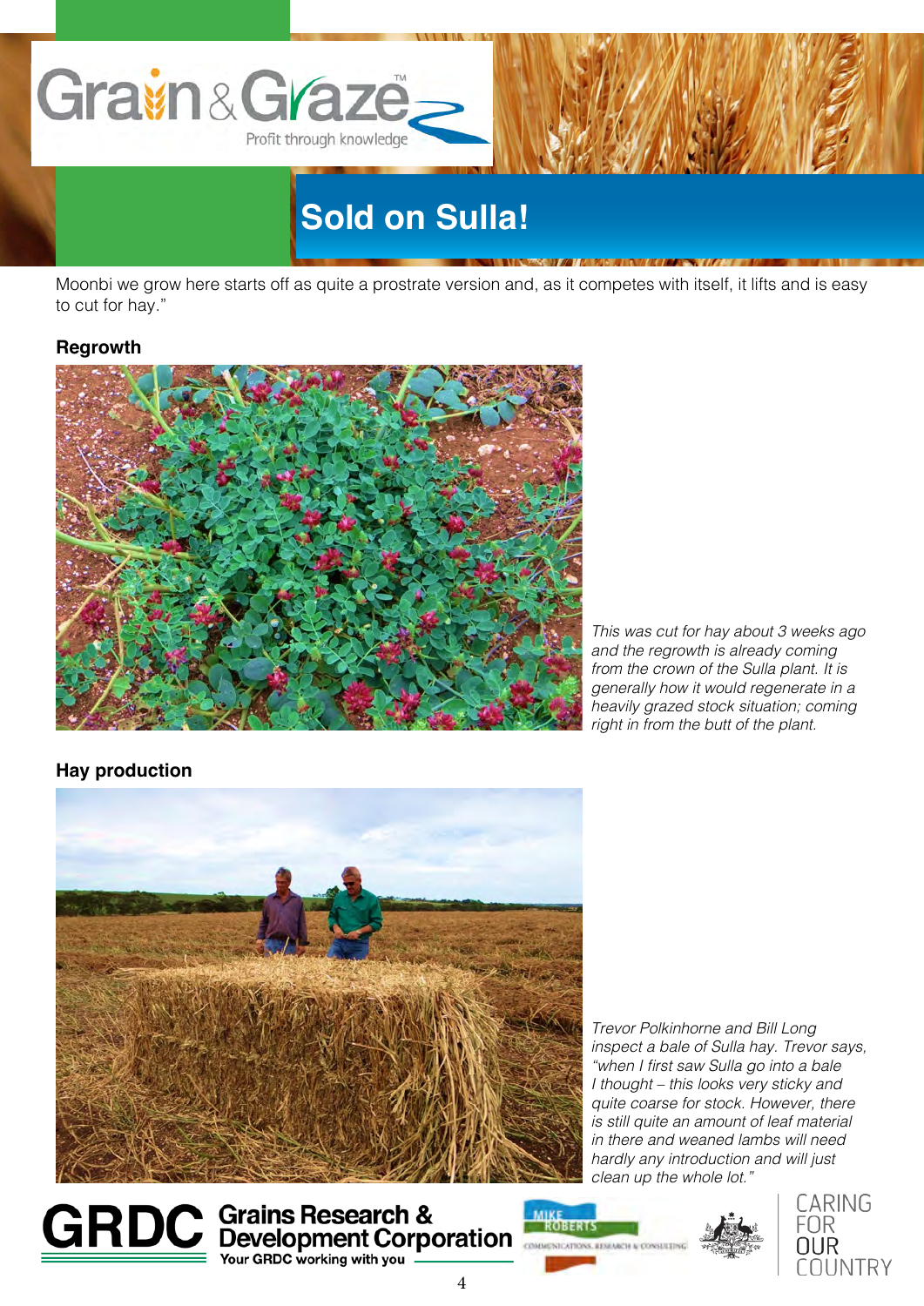# Sold on Sulla!

Moonbi we grow here starts off as quite a prostrate version and, as it competes with itself, it lifts and is easy to cut for hay."

### Regrowth

*This was cut for hay about 3 weeks ago and the regrowth is already coming from the crown of the Sulla plant. It is generally how it would regenerate in a heavily grazed stock situation; coming right in from the butt of the plant.*

### Hay production

*Trevor Polkinhorne and Bill Long inspect a bale of Sulla hay. Trevor says, "when I first saw Sulla go into a bale I thought – this looks very sticky and quite coarse for stock. However, there is still quite an amount of leaf material in there and weaned lambs will need hardly any introduction and will just clean up the whole lot."*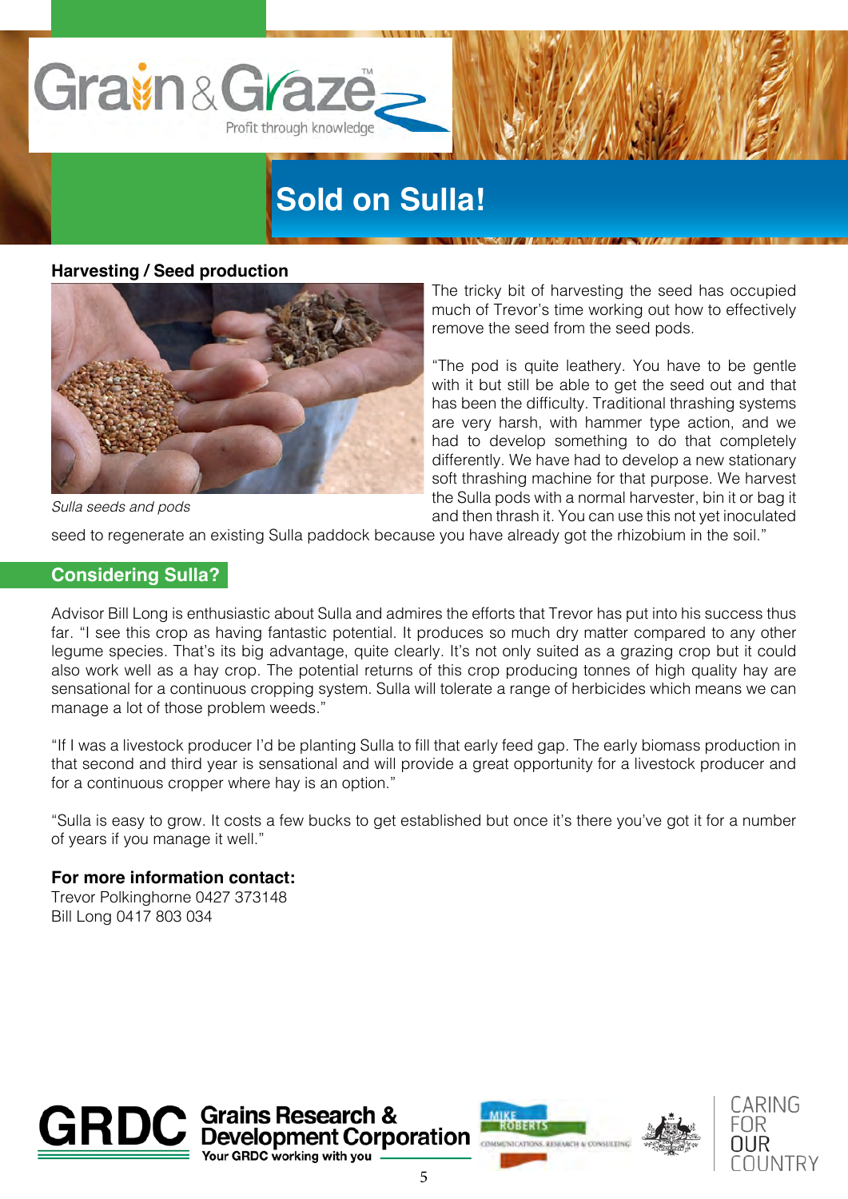# Sold on Sulla!

## Harvesting / Seed production

*Sulla seeds and pods*

The tricky bit of harvesting the seed has occupied much of Trevor's time working out how to effectively remove the seed from the seed pods.

"The pod is quite leathery. You have to be gentle with it but still be able to get the seed out and that has been the difficulty. Traditional thrashing systems are very harsh, with hammer type action, and we had to develop something to do that completely differently. We have had to develop a new stationary soft thrashing machine for that purpose. We harvest the Sulla pods with a normal harvester, bin it or bag it and then thrash it. You can use this not yet inoculated seed to regenerate an existing Sulla paddock because you have already got the rhizobium in the soil."

## Considering Sulla?

Advisor Bill Long is enthusiastic about Sulla and admires the efforts that Trevor has put into his success thus far. "I see this crop as having fantastic potential. It produces so much dry matter compared to any other legume species. That's its big advantage, quite clearly. It's not only suited as a grazing crop but it could also work well as a hay crop. The potential returns of this crop producing tonnes of high quality hay are sensational for a continuous cropping system. Sulla will tolerate a range of herbicides which means we can manage a lot of those problem weeds."

"If I was a livestock producer I'd be planting Sulla to fill that early feed gap. The early biomass production in that second and third year is sensational and will provide a great opportunity for a livestock producer and for a continuous cropper where hay is an option."

"Sulla is easy to grow. It costs a few bucks to get established but once it's there you've got it for a number of years if you manage it well."

**For more information contact:**
Trevor Polkinghorne 0427 373148
Bill Long 0417 803 034